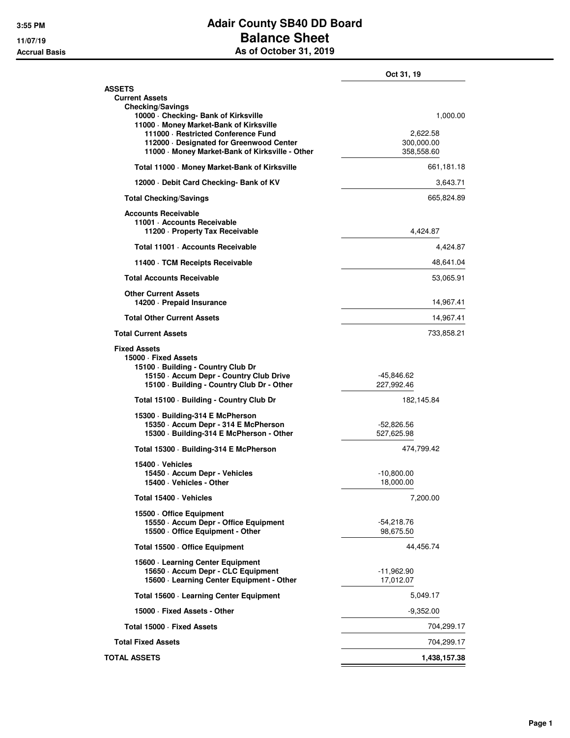# Adair County SB40 DD Board

## Balance Sheet

### As of October 31, 2019

3:55 PM
11/07/19
Accrual Basis

| | | Oct 31, 19 |
|---|---|---|
| **ASSETS** | | |
| **Current Assets** | | |
| **Checking/Savings** | | |
| **10000 · Checking- Bank of Kirksville** | | 1,000.00 |
| **11000 · Money Market-Bank of Kirksville** | | |
| **111000 · Restricted Conference Fund** | 2,622.58 | |
| **112000 · Designated for Greenwood Center** | 300,000.00 | |
| **11000 · Money Market-Bank of Kirksville - Other** | 358,558.60 | |
| **Total 11000 · Money Market-Bank of Kirksville** | | 661,181.18 |
| **12000 · Debit Card Checking- Bank of KV** | | 3,643.71 |
| **Total Checking/Savings** | | 665,824.89 |
| **Accounts Receivable** | | |
| **11001 · Accounts Receivable** | | |
| **11200 · Property Tax Receivable** | 4,424.87 | |
| **Total 11001 · Accounts Receivable** | | 4,424.87 |
| **11400 · TCM Receipts Receivable** | | 48,641.04 |
| **Total Accounts Receivable** | | 53,065.91 |
| **Other Current Assets** | | |
| **14200 · Prepaid Insurance** | | 14,967.41 |
| **Total Other Current Assets** | | 14,967.41 |
| **Total Current Assets** | | 733,858.21 |
| **Fixed Assets** | | |
| **15000 · Fixed Assets** | | |
| **15100 · Building - Country Club Dr** | | |
| **15150 · Accum Depr - Country Club Drive** | -45,846.62 | |
| **15100 · Building - Country Club Dr - Other** | 227,992.46 | |
| **Total 15100 · Building - Country Club Dr** | 182,145.84 | |
| **15300 · Building-314 E McPherson** | | |
| **15350 · Accum Depr - 314 E McPherson** | -52,826.56 | |
| **15300 · Building-314 E McPherson - Other** | 527,625.98 | |
| **Total 15300 · Building-314 E McPherson** | 474,799.42 | |
| **15400 · Vehicles** | | |
| **15450 · Accum Depr - Vehicles** | -10,800.00 | |
| **15400 · Vehicles - Other** | 18,000.00 | |
| **Total 15400 · Vehicles** | 7,200.00 | |
| **15500 · Office Equipment** | | |
| **15550 · Accum Depr - Office Equipment** | -54,218.76 | |
| **15500 · Office Equipment - Other** | 98,675.50 | |
| **Total 15500 · Office Equipment** | 44,456.74 | |
| **15600 · Learning Center Equipment** | | |
| **15650 · Accum Depr - CLC Equipment** | -11,962.90 | |
| **15600 · Learning Center Equipment - Other** | 17,012.07 | |
| **Total 15600 · Learning Center Equipment** | 5,049.17 | |
| **15000 · Fixed Assets - Other** | -9,352.00 | |
| **Total 15000 · Fixed Assets** | | 704,299.17 |
| **Total Fixed Assets** | | 704,299.17 |
| **TOTAL ASSETS** | | **1,438,157.38** |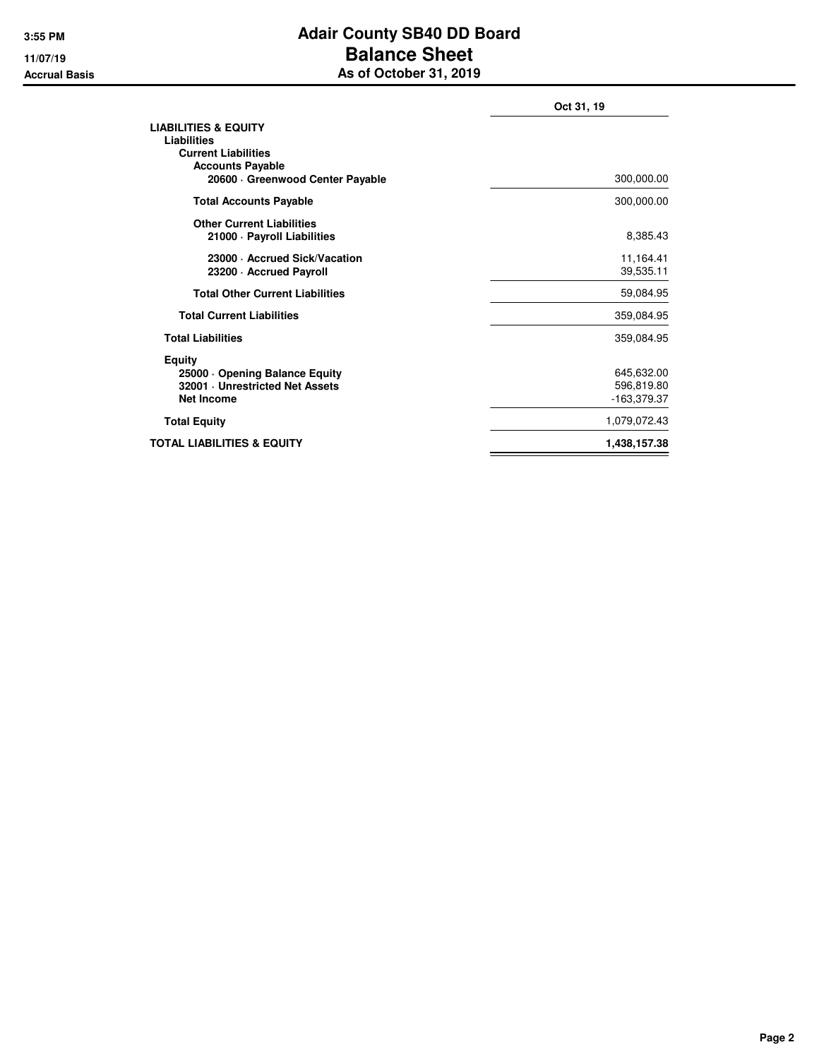# Adair County SB40 DD Board
## Balance Sheet
### As of October 31, 2019

3:55 PM
11/07/19
Accrual Basis

| | Oct 31, 19 |
|---|---|
| **LIABILITIES & EQUITY** | |
| **Liabilities** | |
| **Current Liabilities** | |
| **Accounts Payable** | |
| **20600 · Greenwood Center Payable** | 300,000.00 |
| **Total Accounts Payable** | 300,000.00 |
| **Other Current Liabilities** | |
| **21000 · Payroll Liabilities** | 8,385.43 |
| **23000 · Accrued Sick/Vacation** | 11,164.41 |
| **23200 · Accrued Payroll** | 39,535.11 |
| **Total Other Current Liabilities** | 59,084.95 |
| **Total Current Liabilities** | 359,084.95 |
| **Total Liabilities** | 359,084.95 |
| **Equity** | |
| **25000 · Opening Balance Equity** | 645,632.00 |
| **32001 · Unrestricted Net Assets** | 596,819.80 |
| **Net Income** | -163,379.37 |
| **Total Equity** | 1,079,072.43 |
| **TOTAL LIABILITIES & EQUITY** | **1,438,157.38** |